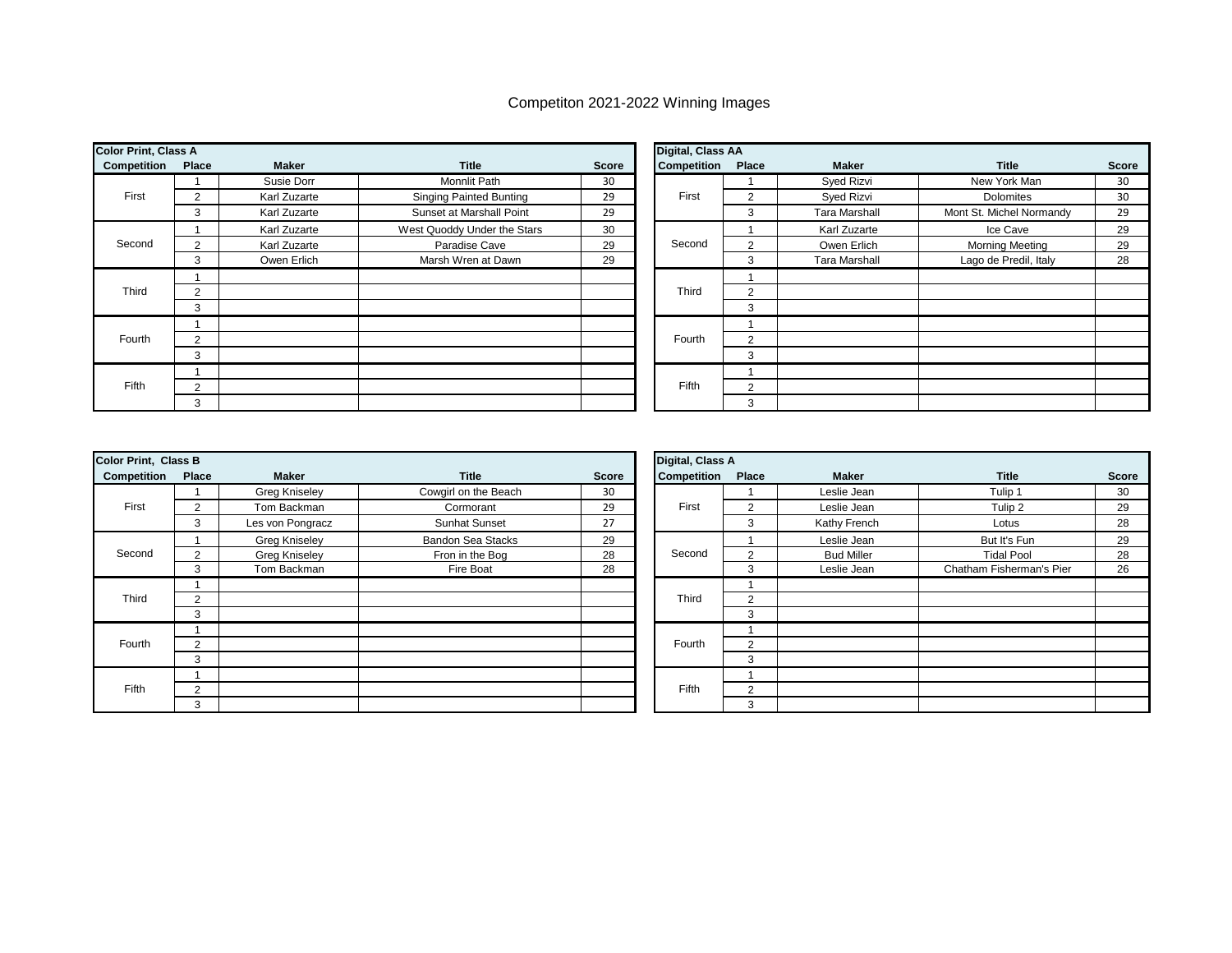# Competiton 2021-2022 Winning Images

| Color Print, Class A | | | | |
|---|---|---|---|---|
| **Competition** | **Place** | **Maker** | **Title** | **Score** |
| First | 1 | Susie Dorr | Monnlit Path | 30 |
| | 2 | Karl Zuzarte | Singing Painted Bunting | 29 |
| | 3 | Karl Zuzarte | Sunset at Marshall Point | 29 |
| Second | 1 | Karl Zuzarte | West Quoddy Under the Stars | 30 |
| | 2 | Karl Zuzarte | Paradise Cave | 29 |
| | 3 | Owen Erlich | Marsh Wren at Dawn | 29 |
| Third | 1 | | | |
| | 2 | | | |
| | 3 | | | |
| Fourth | 1 | | | |
| | 2 | | | |
| | 3 | | | |
| Fifth | 1 | | | |
| | 2 | | | |
| | 3 | | | |

| Digital, Class AA | | | | |
|---|---|---|---|---|
| **Competition** | **Place** | **Maker** | **Title** | **Score** |
| First | 1 | Syed Rizvi | New York Man | 30 |
| | 2 | Syed Rizvi | Dolomites | 30 |
| | 3 | Tara Marshall | Mont St. Michel Normandy | 29 |
| Second | 1 | Karl Zuzarte | Ice Cave | 29 |
| | 2 | Owen Erlich | Morning Meeting | 29 |
| | 3 | Tara Marshall | Lago de Predil, Italy | 28 |
| Third | 1 | | | |
| | 2 | | | |
| | 3 | | | |
| Fourth | 1 | | | |
| | 2 | | | |
| | 3 | | | |
| Fifth | 1 | | | |
| | 2 | | | |
| | 3 | | | |

| Color Print, Class B | | | | |
|---|---|---|---|---|
| **Competition** | **Place** | **Maker** | **Title** | **Score** |
| First | 1 | Greg Kniseley | Cowgirl on the Beach | 30 |
| | 2 | Tom Backman | Cormorant | 29 |
| | 3 | Les von Pongracz | Sunhat Sunset | 27 |
| Second | 1 | Greg Kniseley | Bandon Sea Stacks | 29 |
| | 2 | Greg Kniseley | Fron in the Bog | 28 |
| | 3 | Tom Backman | Fire Boat | 28 |
| Third | 1 | | | |
| | 2 | | | |
| | 3 | | | |
| Fourth | 1 | | | |
| | 2 | | | |
| | 3 | | | |
| Fifth | 1 | | | |
| | 2 | | | |
| | 3 | | | |

| Digital, Class A | | | | |
|---|---|---|---|---|
| **Competition** | **Place** | **Maker** | **Title** | **Score** |
| First | 1 | Leslie Jean | Tulip 1 | 30 |
| | 2 | Leslie Jean | Tulip 2 | 29 |
| | 3 | Kathy French | Lotus | 28 |
| Second | 1 | Leslie Jean | But It's Fun | 29 |
| | 2 | Bud Miller | Tidal Pool | 28 |
| | 3 | Leslie Jean | Chatham Fisherman's Pier | 26 |
| Third | 1 | | | |
| | 2 | | | |
| | 3 | | | |
| Fourth | 1 | | | |
| | 2 | | | |
| | 3 | | | |
| Fifth | 1 | | | |
| | 2 | | | |
| | 3 | | | |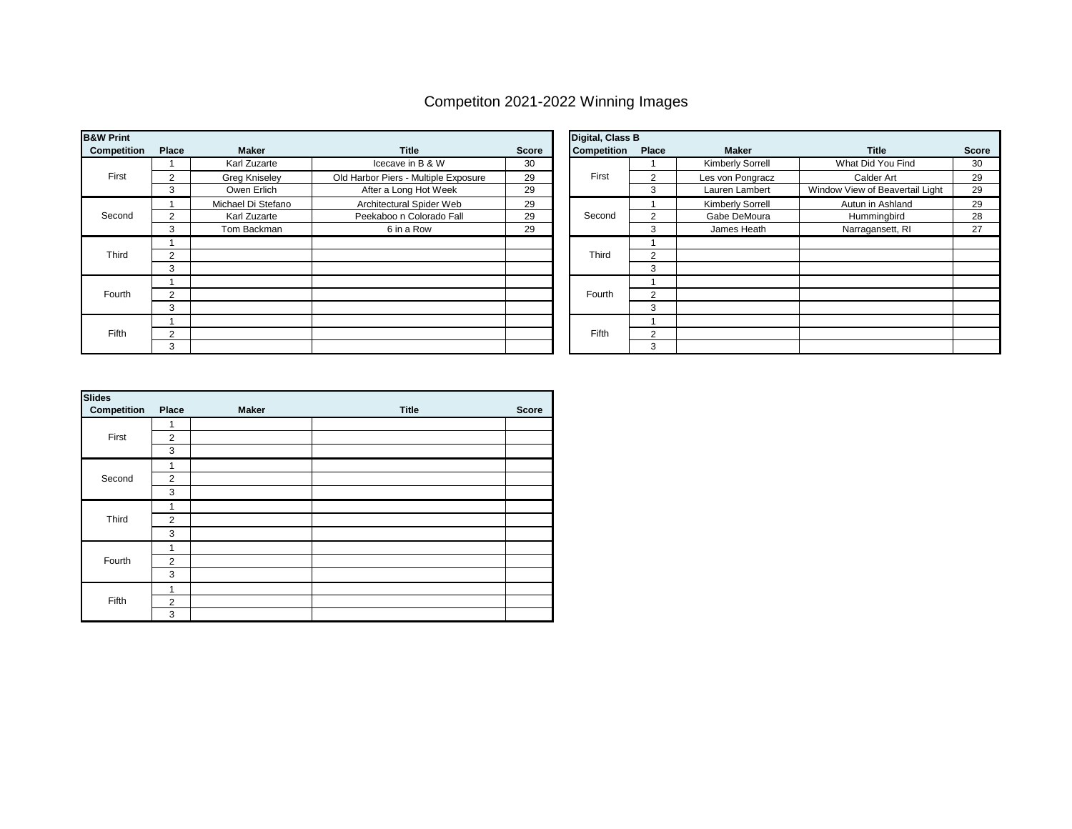# Competiton 2021-2022 Winning Images

**B&W Print**

| Competition | Place | Maker | Title | Score |
|---|---|---|---|---|
| First | 1 | Karl Zuzarte | Icecave in B & W | 30 |
| | 2 | Greg Kniseley | Old Harbor Piers - Multiple Exposure | 29 |
| | 3 | Owen Erlich | After a Long Hot Week | 29 |
| Second | 1 | Michael Di Stefano | Architectural Spider Web | 29 |
| | 2 | Karl Zuzarte | Peekaboo n Colorado Fall | 29 |
| | 3 | Tom Backman | 6 in a Row | 29 |
| Third | 1 | | | |
| | 2 | | | |
| | 3 | | | |
| Fourth | 1 | | | |
| | 2 | | | |
| | 3 | | | |
| Fifth | 1 | | | |
| | 2 | | | |
| | 3 | | | |

**Digital, Class B**

| Competition | Place | Maker | Title | Score |
|---|---|---|---|---|
| First | 1 | Kimberly Sorrell | What Did You Find | 30 |
| | 2 | Les von Pongracz | Calder Art | 29 |
| | 3 | Lauren Lambert | Window View of Beavertail Light | 29 |
| Second | 1 | Kimberly Sorrell | Autun in Ashland | 29 |
| | 2 | Gabe DeMoura | Hummingbird | 28 |
| | 3 | James Heath | Narragansett, RI | 27 |
| Third | 1 | | | |
| | 2 | | | |
| | 3 | | | |
| Fourth | 1 | | | |
| | 2 | | | |
| | 3 | | | |
| Fifth | 1 | | | |
| | 2 | | | |
| | 3 | | | |

**Slides**

| Competition | Place | Maker | Title | Score |
|---|---|---|---|---|
| First | 1 | | | |
| | 2 | | | |
| | 3 | | | |
| Second | 1 | | | |
| | 2 | | | |
| | 3 | | | |
| Third | 1 | | | |
| | 2 | | | |
| | 3 | | | |
| Fourth | 1 | | | |
| | 2 | | | |
| | 3 | | | |
| Fifth | 1 | | | |
| | 2 | | | |
| | 3 | | | |